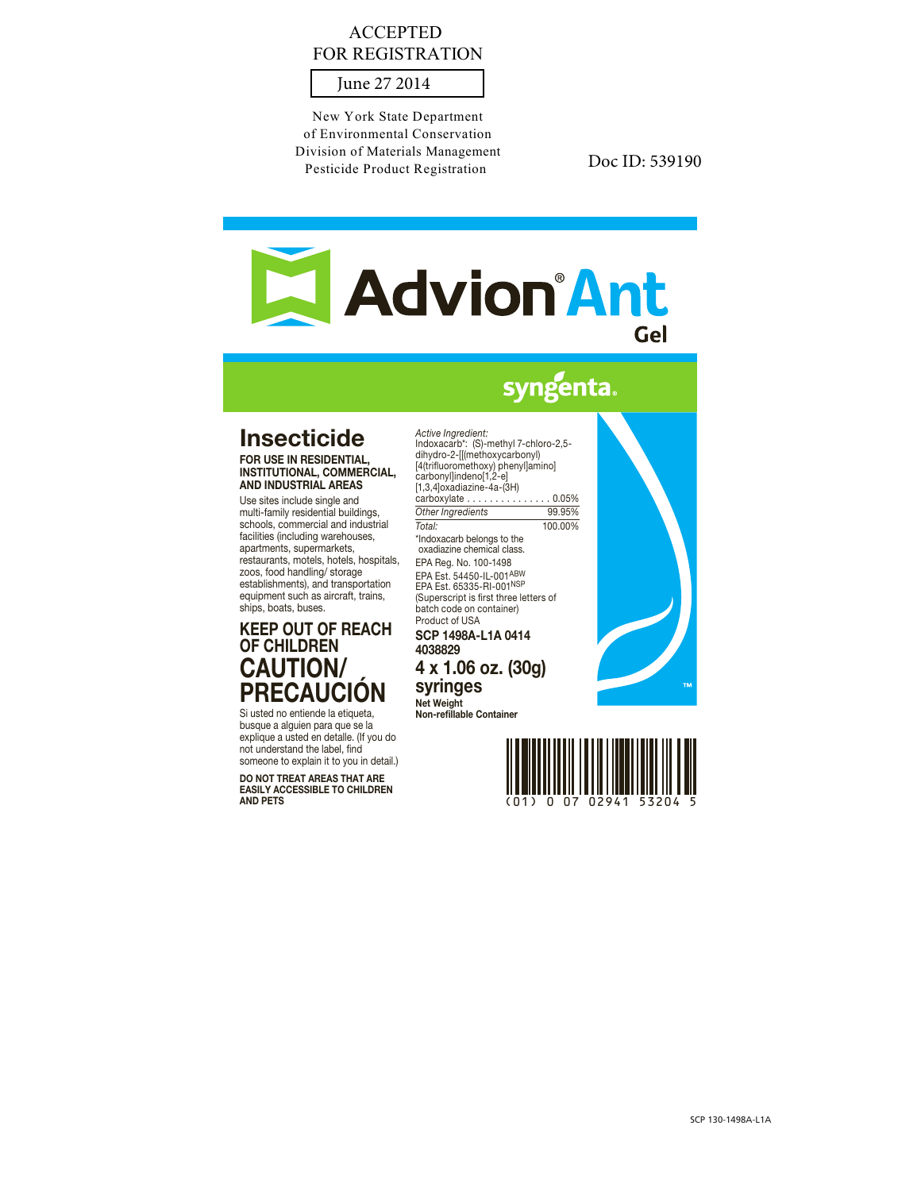ACCEPTED
FOR REGISTRATION

June 27 2014

New York State Department
of Environmental Conservation
Division of Materials Management
Pesticide Product Registration

Doc ID: 539190

# Advion® Ant Gel

syngenta®

## Insecticide

**FOR USE IN RESIDENTIAL, INSTITUTIONAL, COMMERCIAL, AND INDUSTRIAL AREAS**

Use sites include single and multi-family residential buildings, schools, commercial and industrial facilities (including warehouses, apartments, supermarkets, restaurants, motels, hotels, hospitals, zoos, food handling/ storage establishments), and transportation equipment such as aircraft, trains, ships, boats, buses.

**KEEP OUT OF REACH OF CHILDREN**

**CAUTION/ PRECAUCIÓN**

Si usted no entiende la etiqueta, busque a alguien para que se la explique a usted en detalle. (If you do not understand the label, find someone to explain it to you in detail.)

**DO NOT TREAT AREAS THAT ARE EASILY ACCESSIBLE TO CHILDREN AND PETS**

| *Active Ingredient:* | |
|---|---|
| Indoxacarb*: (S)-methyl 7-chloro-2,5-dihydro-2-[[(methoxycarbonyl) [4(trifluoromethoxy) phenyl]amino] carbonyl]indeno[1,2-e] [1,3,4]oxadiazine-4a-(3H) carboxylate | 0.05% |
| *Other Ingredients* | 99.95% |
| *Total:* | 100.00% |

*Indoxacarb belongs to the oxadiazine chemical class.

EPA Reg. No. 100-1498

EPA Est. 54450-IL-001[ABW]
EPA Est. 65335-RI-001[NSP]
(Superscript is first three letters of batch code on container)

Product of USA

**SCP 1498A-L1A 0414**
**4038829**

**4 x 1.06 oz. (30g) syringes**

**Net Weight**
**Non-refillable Container**

(01) 0 07 02941 53204 5

SCP 130-1498A-L1A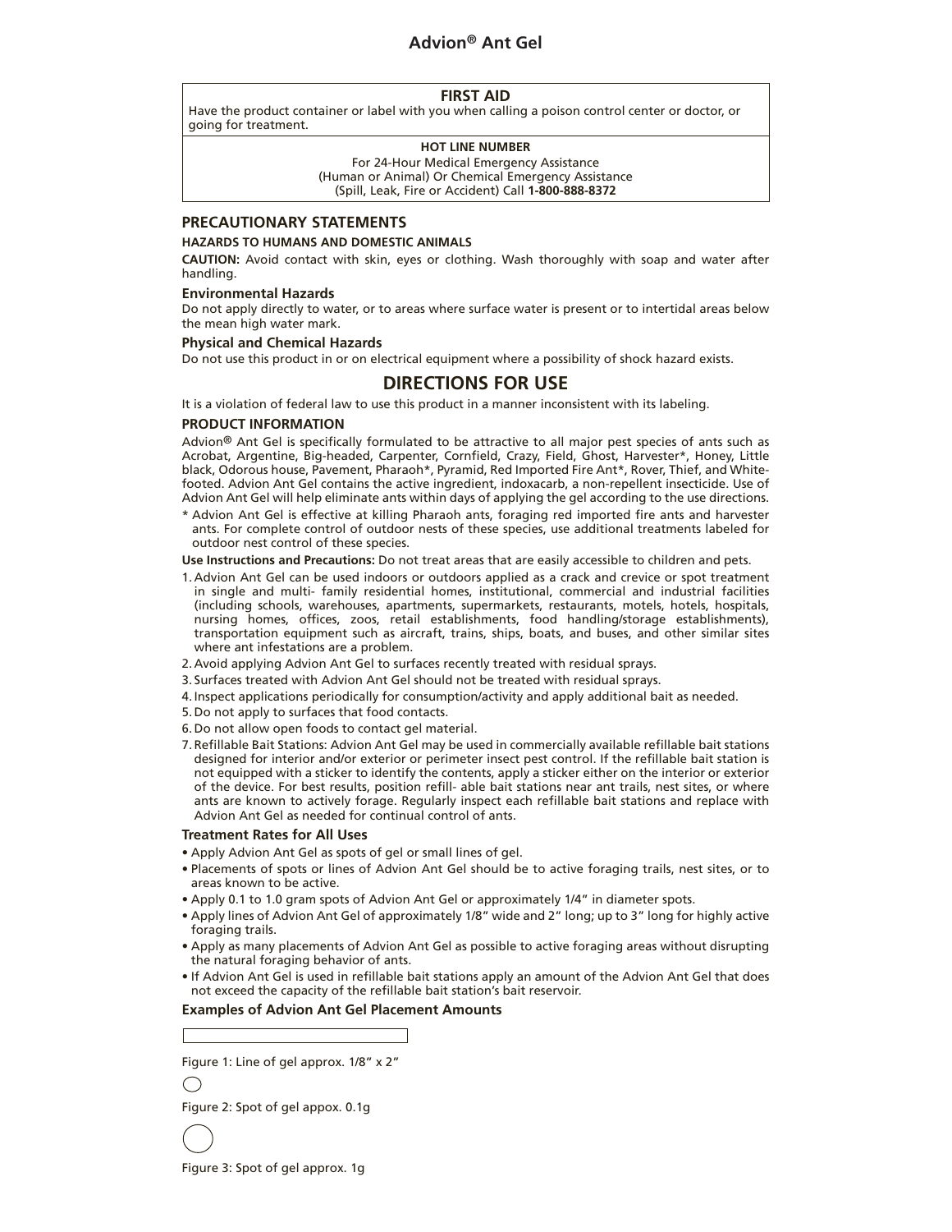# Advion® Ant Gel

## FIRST AID

Have the product container or label with you when calling a poison control center or doctor, or going for treatment.

**HOT LINE NUMBER**

For 24-Hour Medical Emergency Assistance
(Human or Animal) Or Chemical Emergency Assistance
(Spill, Leak, Fire or Accident) Call **1-800-888-8372**

## PRECAUTIONARY STATEMENTS

### HAZARDS TO HUMANS AND DOMESTIC ANIMALS

**CAUTION:** Avoid contact with skin, eyes or clothing. Wash thoroughly with soap and water after handling.

### Environmental Hazards

Do not apply directly to water, or to areas where surface water is present or to intertidal areas below the mean high water mark.

### Physical and Chemical Hazards

Do not use this product in or on electrical equipment where a possibility of shock hazard exists.

## DIRECTIONS FOR USE

It is a violation of federal law to use this product in a manner inconsistent with its labeling.

### PRODUCT INFORMATION

Advion® Ant Gel is specifically formulated to be attractive to all major pest species of ants such as Acrobat, Argentine, Big-headed, Carpenter, Cornfield, Crazy, Field, Ghost, Harvester*, Honey, Little black, Odorous house, Pavement, Pharaoh*, Pyramid, Red Imported Fire Ant*, Rover, Thief, and White-footed. Advion Ant Gel contains the active ingredient, indoxacarb, a non-repellent insecticide. Use of Advion Ant Gel will help eliminate ants within days of applying the gel according to the use directions.

* Advion Ant Gel is effective at killing Pharaoh ants, foraging red imported fire ants and harvester ants. For complete control of outdoor nests of these species, use additional treatments labeled for outdoor nest control of these species.

**Use Instructions and Precautions:** Do not treat areas that are easily accessible to children and pets.

1. Advion Ant Gel can be used indoors or outdoors applied as a crack and crevice or spot treatment in single and multi- family residential homes, institutional, commercial and industrial facilities (including schools, warehouses, apartments, supermarkets, restaurants, motels, hotels, hospitals, nursing homes, offices, zoos, retail establishments, food handling/storage establishments), transportation equipment such as aircraft, trains, ships, boats, and buses, and other similar sites where ant infestations are a problem.
2. Avoid applying Advion Ant Gel to surfaces recently treated with residual sprays.
3. Surfaces treated with Advion Ant Gel should not be treated with residual sprays.
4. Inspect applications periodically for consumption/activity and apply additional bait as needed.
5. Do not apply to surfaces that food contacts.
6. Do not allow open foods to contact gel material.
7. Refillable Bait Stations: Advion Ant Gel may be used in commercially available refillable bait stations designed for interior and/or exterior or perimeter insect pest control. If the refillable bait station is not equipped with a sticker to identify the contents, apply a sticker either on the interior or exterior of the device. For best results, position refill- able bait stations near ant trails, nest sites, or where ants are known to actively forage. Regularly inspect each refillable bait stations and replace with Advion Ant Gel as needed for continual control of ants.

### Treatment Rates for All Uses

- Apply Advion Ant Gel as spots of gel or small lines of gel.
- Placements of spots or lines of Advion Ant Gel should be to active foraging trails, nest sites, or to areas known to be active.
- Apply 0.1 to 1.0 gram spots of Advion Ant Gel or approximately 1/4" in diameter spots.
- Apply lines of Advion Ant Gel of approximately 1/8" wide and 2" long; up to 3" long for highly active foraging trails.
- Apply as many placements of Advion Ant Gel as possible to active foraging areas without disrupting the natural foraging behavior of ants.
- If Advion Ant Gel is used in refillable bait stations apply an amount of the Advion Ant Gel that does not exceed the capacity of the refillable bait station's bait reservoir.

### Examples of Advion Ant Gel Placement Amounts

Figure 1: Line of gel approx. 1/8" x 2"

Figure 2: Spot of gel appox. 0.1g

Figure 3: Spot of gel approx. 1g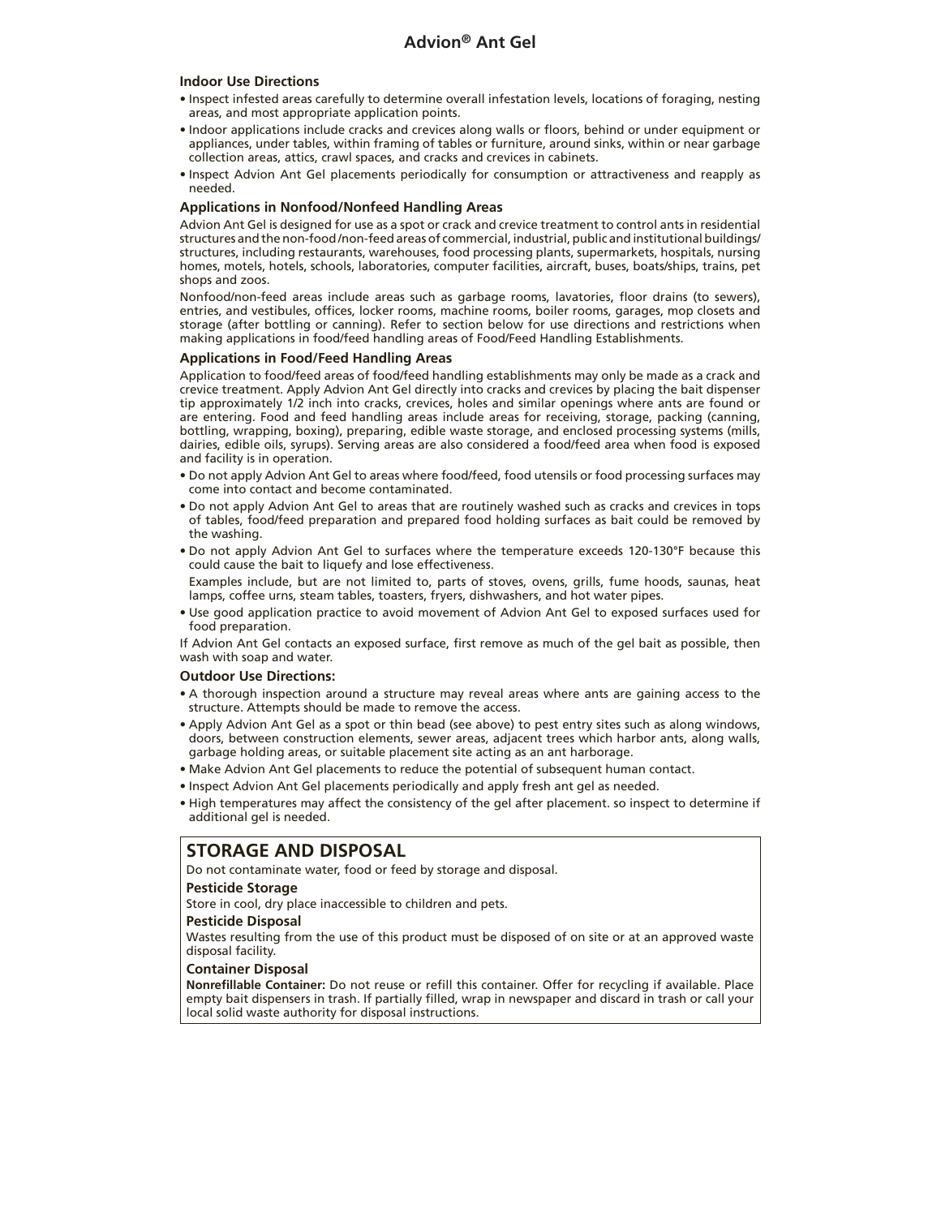# Advion® Ant Gel

### Indoor Use Directions

- Inspect infested areas carefully to determine overall infestation levels, locations of foraging, nesting areas, and most appropriate application points.
- Indoor applications include cracks and crevices along walls or floors, behind or under equipment or appliances, under tables, within framing of tables or furniture, around sinks, within or near garbage collection areas, attics, crawl spaces, and cracks and crevices in cabinets.
- Inspect Advion Ant Gel placements periodically for consumption or attractiveness and reapply as needed.

### Applications in Nonfood/Nonfeed Handling Areas

Advion Ant Gel is designed for use as a spot or crack and crevice treatment to control ants in residential structures and the non-food /non-feed areas of commercial, industrial, public and institutional buildings/ structures, including restaurants, warehouses, food processing plants, supermarkets, hospitals, nursing homes, motels, hotels, schools, laboratories, computer facilities, aircraft, buses, boats/ships, trains, pet shops and zoos.

Nonfood/non-feed areas include areas such as garbage rooms, lavatories, floor drains (to sewers), entries, and vestibules, offices, locker rooms, machine rooms, boiler rooms, garages, mop closets and storage (after bottling or canning). Refer to section below for use directions and restrictions when making applications in food/feed handling areas of Food/Feed Handling Establishments.

### Applications in Food/Feed Handling Areas

Application to food/feed areas of food/feed handling establishments may only be made as a crack and crevice treatment. Apply Advion Ant Gel directly into cracks and crevices by placing the bait dispenser tip approximately 1/2 inch into cracks, crevices, holes and similar openings where ants are found or are entering. Food and feed handling areas include areas for receiving, storage, packing (canning, bottling, wrapping, boxing), preparing, edible waste storage, and enclosed processing systems (mills, dairies, edible oils, syrups). Serving areas are also considered a food/feed area when food is exposed and facility is in operation.

- Do not apply Advion Ant Gel to areas where food/feed, food utensils or food processing surfaces may come into contact and become contaminated.
- Do not apply Advion Ant Gel to areas that are routinely washed such as cracks and crevices in tops of tables, food/feed preparation and prepared food holding surfaces as bait could be removed by the washing.
- Do not apply Advion Ant Gel to surfaces where the temperature exceeds 120-130°F because this could cause the bait to liquefy and lose effectiveness.

  Examples include, but are not limited to, parts of stoves, ovens, grills, fume hoods, saunas, heat lamps, coffee urns, steam tables, toasters, fryers, dishwashers, and hot water pipes.
- Use good application practice to avoid movement of Advion Ant Gel to exposed surfaces used for food preparation.

If Advion Ant Gel contacts an exposed surface, first remove as much of the gel bait as possible, then wash with soap and water.

### Outdoor Use Directions:

- A thorough inspection around a structure may reveal areas where ants are gaining access to the structure. Attempts should be made to remove the access.
- Apply Advion Ant Gel as a spot or thin bead (see above) to pest entry sites such as along windows, doors, between construction elements, sewer areas, adjacent trees which harbor ants, along walls, garbage holding areas, or suitable placement site acting as an ant harborage.
- Make Advion Ant Gel placements to reduce the potential of subsequent human contact.
- Inspect Advion Ant Gel placements periodically and apply fresh ant gel as needed.
- High temperatures may affect the consistency of the gel after placement. so inspect to determine if additional gel is needed.

## STORAGE AND DISPOSAL

Do not contaminate water, food or feed by storage and disposal.

**Pesticide Storage**

Store in cool, dry place inaccessible to children and pets.

**Pesticide Disposal**

Wastes resulting from the use of this product must be disposed of on site or at an approved waste disposal facility.

**Container Disposal**

**Nonrefillable Container:** Do not reuse or refill this container. Offer for recycling if available. Place empty bait dispensers in trash. If partially filled, wrap in newspaper and discard in trash or call your local solid waste authority for disposal instructions.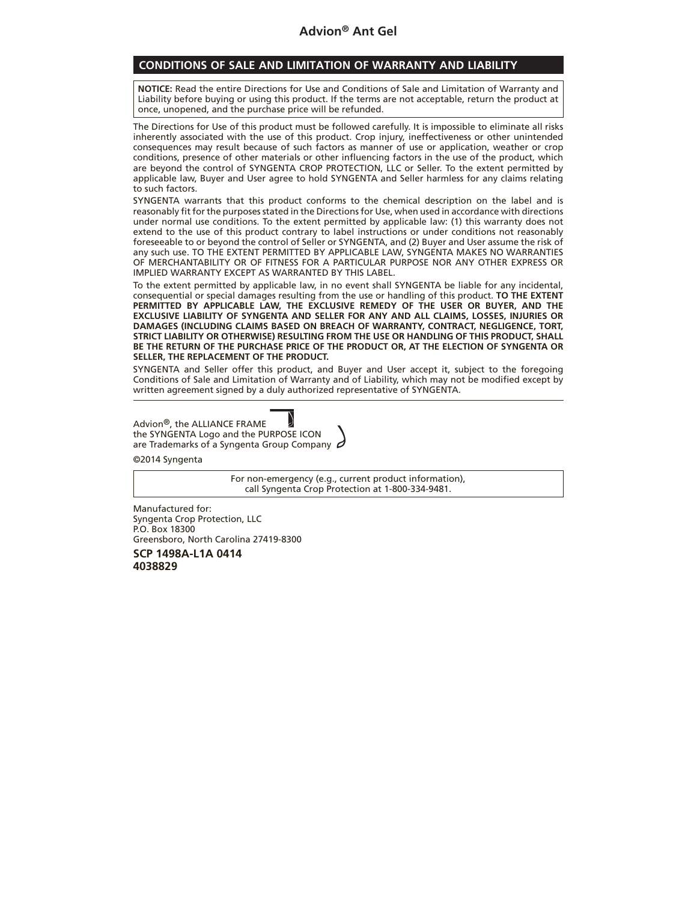## CONDITIONS OF SALE AND LIMITATION OF WARRANTY AND LIABILITY

**NOTICE:** Read the entire Directions for Use and Conditions of Sale and Limitation of Warranty and Liability before buying or using this product. If the terms are not acceptable, return the product at once, unopened, and the purchase price will be refunded.

The Directions for Use of this product must be followed carefully. It is impossible to eliminate all risks inherently associated with the use of this product. Crop injury, ineffectiveness or other unintended consequences may result because of such factors as manner of use or application, weather or crop conditions, presence of other materials or other influencing factors in the use of the product, which are beyond the control of SYNGENTA CROP PROTECTION, LLC or Seller. To the extent permitted by applicable law, Buyer and User agree to hold SYNGENTA and Seller harmless for any claims relating to such factors.

SYNGENTA warrants that this product conforms to the chemical description on the label and is reasonably fit for the purposes stated in the Directions for Use, when used in accordance with directions under normal use conditions. To the extent permitted by applicable law: (1) this warranty does not extend to the use of this product contrary to label instructions or under conditions not reasonably foreseeable to or beyond the control of Seller or SYNGENTA, and (2) Buyer and User assume the risk of any such use. TO THE EXTENT PERMITTED BY APPLICABLE LAW, SYNGENTA MAKES NO WARRANTIES OF MERCHANTABILITY OR OF FITNESS FOR A PARTICULAR PURPOSE NOR ANY OTHER EXPRESS OR IMPLIED WARRANTY EXCEPT AS WARRANTED BY THIS LABEL.

To the extent permitted by applicable law, in no event shall SYNGENTA be liable for any incidental, consequential or special damages resulting from the use or handling of this product. **TO THE EXTENT PERMITTED BY APPLICABLE LAW, THE EXCLUSIVE REMEDY OF THE USER OR BUYER, AND THE EXCLUSIVE LIABILITY OF SYNGENTA AND SELLER FOR ANY AND ALL CLAIMS, LOSSES, INJURIES OR DAMAGES (INCLUDING CLAIMS BASED ON BREACH OF WARRANTY, CONTRACT, NEGLIGENCE, TORT, STRICT LIABILITY OR OTHERWISE) RESULTING FROM THE USE OR HANDLING OF THIS PRODUCT, SHALL BE THE RETURN OF THE PURCHASE PRICE OF THE PRODUCT OR, AT THE ELECTION OF SYNGENTA OR SELLER, THE REPLACEMENT OF THE PRODUCT.**

SYNGENTA and Seller offer this product, and Buyer and User accept it, subject to the foregoing Conditions of Sale and Limitation of Warranty and of Liability, which may not be modified except by written agreement signed by a duly authorized representative of SYNGENTA.

Advion®, the ALLIANCE FRAME
the SYNGENTA Logo and the PURPOSE ICON
are Trademarks of a Syngenta Group Company

©2014 Syngenta

For non-emergency (e.g., current product information), call Syngenta Crop Protection at 1-800-334-9481.

Manufactured for:
Syngenta Crop Protection, LLC
P.O. Box 18300
Greensboro, North Carolina 27419-8300

**SCP 1498A-L1A 0414**
**4038829**